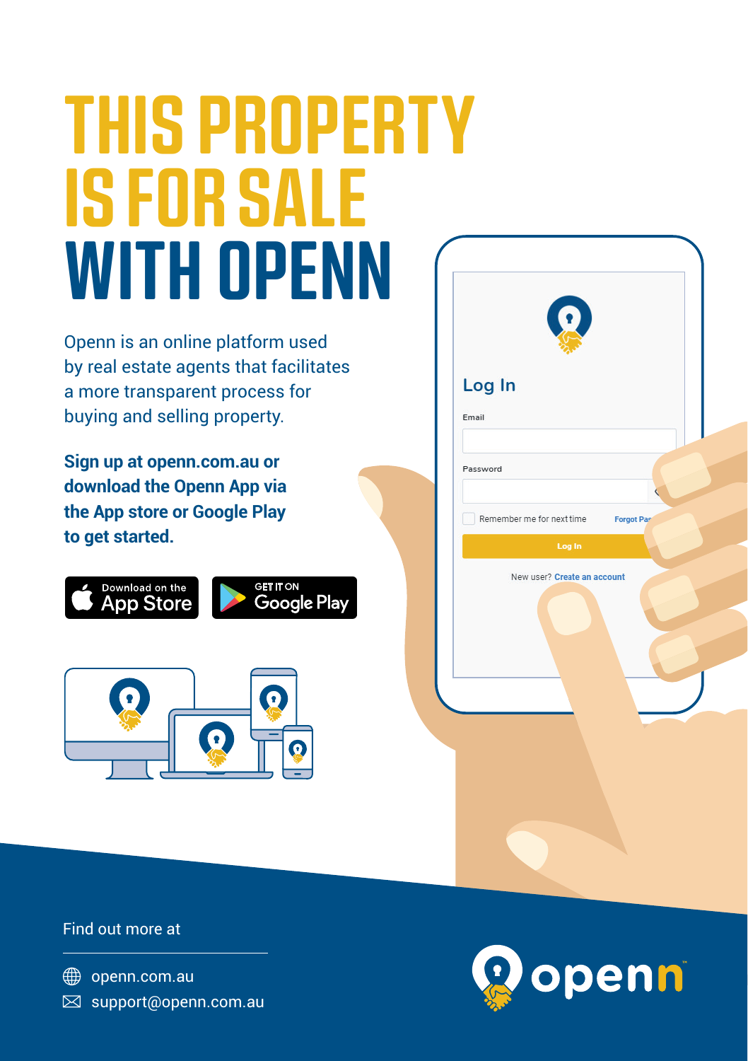# THIS PROPERTY IS FOR SALE WITH OPENN

Openn is an online platform used by real estate agents that facilitates a more transparent process for buying and selling property.

**Sign up at openn.com.au or download the Openn App via the App store or Google Play to get started.**

Download on the App Store

GET IT ON Google Play

Find out more at

openn.com.au

support@openn.com.au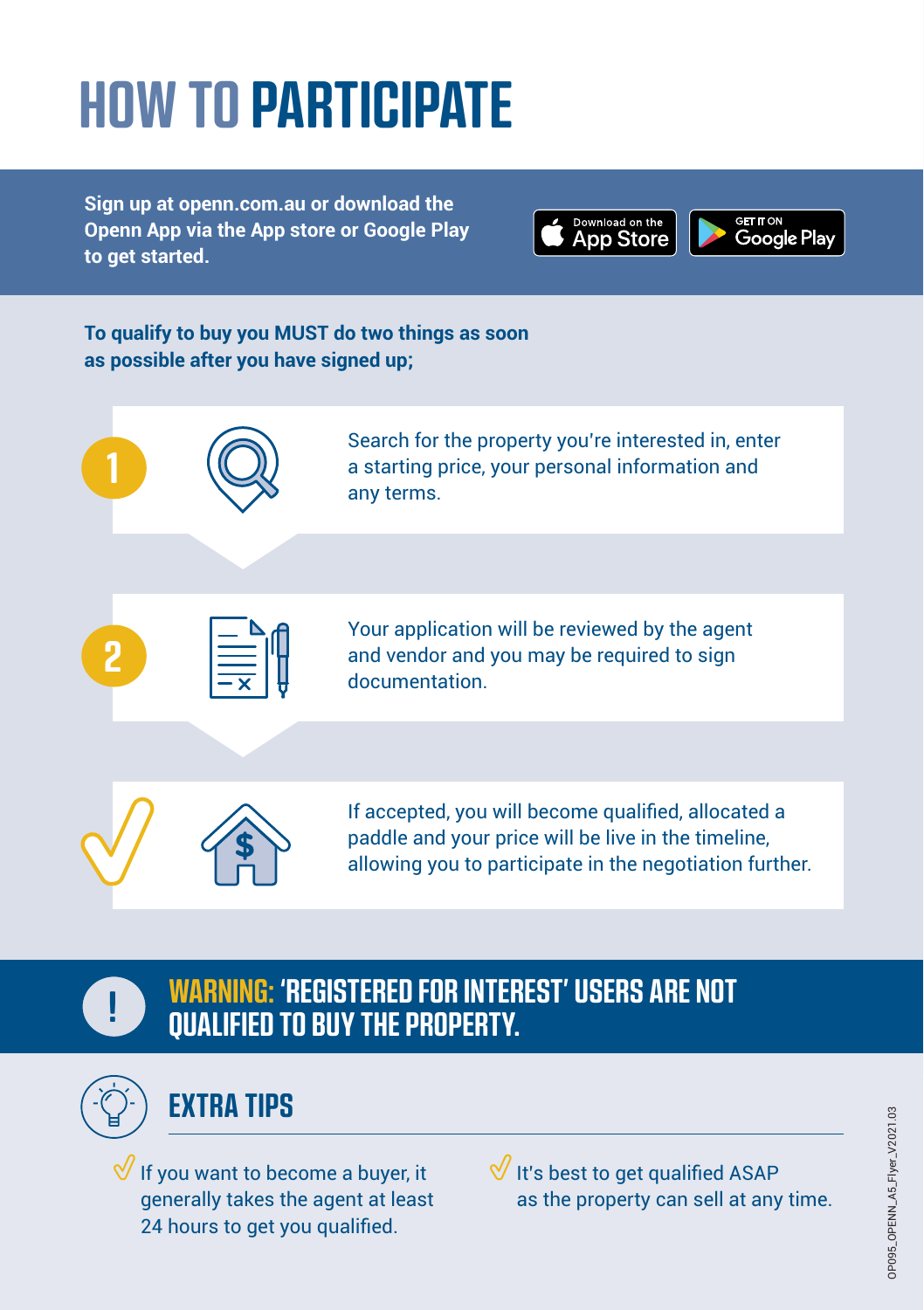# HOW TO PARTICIPATE

**Sign up at openn.com.au or download the Openn App via the App store or Google Play to get started.**

Download on the App Store | GET IT ON Google Play

**To qualify to buy you MUST do two things as soon as possible after you have signed up;**

1. Search for the property you're interested in, enter a starting price, your personal information and any terms.

2. Your application will be reviewed by the agent and vendor and you may be required to sign documentation.

✓ If accepted, you will become qualified, allocated a paddle and your price will be live in the timeline, allowing you to participate in the negotiation further.

**! WARNING: 'REGISTERED FOR INTEREST' USERS ARE NOT QUALIFIED TO BUY THE PROPERTY.**

## EXTRA TIPS

- If you want to become a buyer, it generally takes the agent at least 24 hours to get you qualified.
- It's best to get qualified ASAP as the property can sell at any time.

OP095_OPENN_A5_Flyer_V2021.03